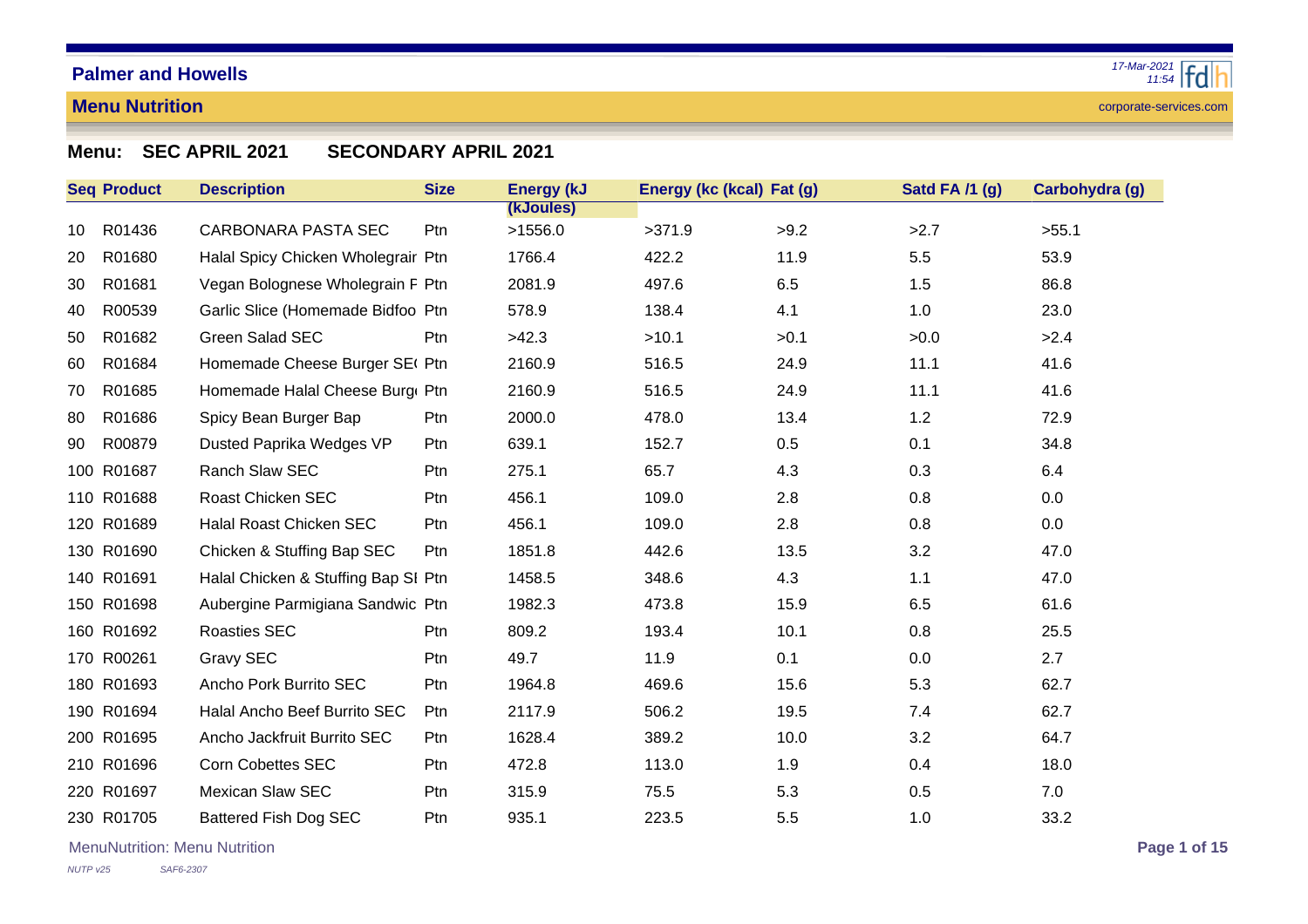# Palmer and Howells

## Menu Nutrition

**Menu: SEC APRIL 2021 SECONDARY APRIL 2021**

| Seq | Product | Description | Size | Energy (kJ (kJoules) | Energy (kc (kcal) | Fat (g) | Satd FA /1 (g) | Carbohydra (g) |
|---|---|---|---|---|---|---|---|---|
| 10 | R01436 | CARBONARA PASTA SEC | Ptn | >1556.0 | >371.9 | >9.2 | >2.7 | >55.1 |
| 20 | R01680 | Halal Spicy Chicken Wholegrair | Ptn | 1766.4 | 422.2 | 11.9 | 5.5 | 53.9 |
| 30 | R01681 | Vegan Bolognese Wholegrain F | Ptn | 2081.9 | 497.6 | 6.5 | 1.5 | 86.8 |
| 40 | R00539 | Garlic Slice (Homemade Bidfoo | Ptn | 578.9 | 138.4 | 4.1 | 1.0 | 23.0 |
| 50 | R01682 | Green Salad SEC | Ptn | >42.3 | >10.1 | >0.1 | >0.0 | >2.4 |
| 60 | R01684 | Homemade Cheese Burger SE( | Ptn | 2160.9 | 516.5 | 24.9 | 11.1 | 41.6 |
| 70 | R01685 | Homemade Halal Cheese Burg | Ptn | 2160.9 | 516.5 | 24.9 | 11.1 | 41.6 |
| 80 | R01686 | Spicy Bean Burger Bap | Ptn | 2000.0 | 478.0 | 13.4 | 1.2 | 72.9 |
| 90 | R00879 | Dusted Paprika Wedges VP | Ptn | 639.1 | 152.7 | 0.5 | 0.1 | 34.8 |
| 100 | R01687 | Ranch Slaw SEC | Ptn | 275.1 | 65.7 | 4.3 | 0.3 | 6.4 |
| 110 | R01688 | Roast Chicken SEC | Ptn | 456.1 | 109.0 | 2.8 | 0.8 | 0.0 |
| 120 | R01689 | Halal Roast Chicken SEC | Ptn | 456.1 | 109.0 | 2.8 | 0.8 | 0.0 |
| 130 | R01690 | Chicken & Stuffing Bap SEC | Ptn | 1851.8 | 442.6 | 13.5 | 3.2 | 47.0 |
| 140 | R01691 | Halal Chicken & Stuffing Bap SI | Ptn | 1458.5 | 348.6 | 4.3 | 1.1 | 47.0 |
| 150 | R01698 | Aubergine Parmigiana Sandwic | Ptn | 1982.3 | 473.8 | 15.9 | 6.5 | 61.6 |
| 160 | R01692 | Roasties SEC | Ptn | 809.2 | 193.4 | 10.1 | 0.8 | 25.5 |
| 170 | R00261 | Gravy SEC | Ptn | 49.7 | 11.9 | 0.1 | 0.0 | 2.7 |
| 180 | R01693 | Ancho Pork Burrito SEC | Ptn | 1964.8 | 469.6 | 15.6 | 5.3 | 62.7 |
| 190 | R01694 | Halal Ancho Beef Burrito SEC | Ptn | 2117.9 | 506.2 | 19.5 | 7.4 | 62.7 |
| 200 | R01695 | Ancho Jackfruit Burrito SEC | Ptn | 1628.4 | 389.2 | 10.0 | 3.2 | 64.7 |
| 210 | R01696 | Corn Cobettes SEC | Ptn | 472.8 | 113.0 | 1.9 | 0.4 | 18.0 |
| 220 | R01697 | Mexican Slaw SEC | Ptn | 315.9 | 75.5 | 5.3 | 0.5 | 7.0 |
| 230 | R01705 | Battered Fish Dog SEC | Ptn | 935.1 | 223.5 | 5.5 | 1.0 | 33.2 |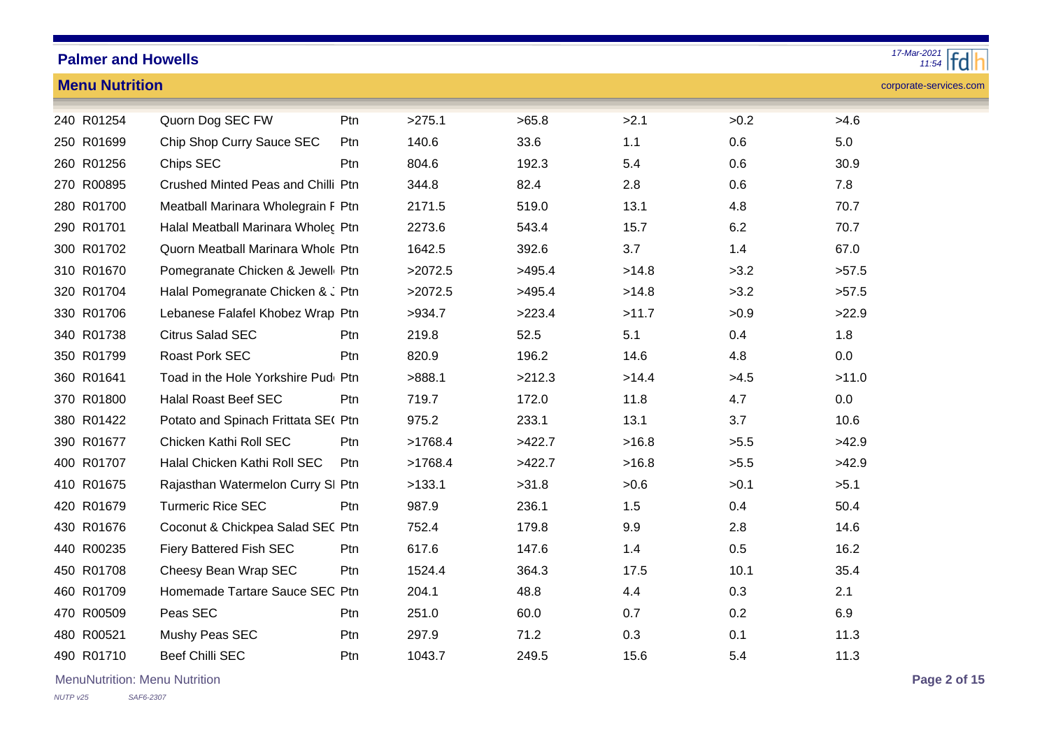| | | | | | | | | |
|---|---|---|---|---|---|---|---|---|
| 240 | R01254 | Quorn Dog SEC FW | Ptn | >275.1 | >65.8 | >2.1 | >0.2 | >4.6 |
| 250 | R01699 | Chip Shop Curry Sauce SEC | Ptn | 140.6 | 33.6 | 1.1 | 0.6 | 5.0 |
| 260 | R01256 | Chips SEC | Ptn | 804.6 | 192.3 | 5.4 | 0.6 | 30.9 |
| 270 | R00895 | Crushed Minted Peas and Chilli | Ptn | 344.8 | 82.4 | 2.8 | 0.6 | 7.8 |
| 280 | R01700 | Meatball Marinara Wholegrain F | Ptn | 2171.5 | 519.0 | 13.1 | 4.8 | 70.7 |
| 290 | R01701 | Halal Meatball Marinara Wholeg | Ptn | 2273.6 | 543.4 | 15.7 | 6.2 | 70.7 |
| 300 | R01702 | Quorn Meatball Marinara Whole | Ptn | 1642.5 | 392.6 | 3.7 | 1.4 | 67.0 |
| 310 | R01670 | Pomegranate Chicken & Jewell | Ptn | >2072.5 | >495.4 | >14.8 | >3.2 | >57.5 |
| 320 | R01704 | Halal Pomegranate Chicken & J | Ptn | >2072.5 | >495.4 | >14.8 | >3.2 | >57.5 |
| 330 | R01706 | Lebanese Falafel Khobez Wrap | Ptn | >934.7 | >223.4 | >11.7 | >0.9 | >22.9 |
| 340 | R01738 | Citrus Salad SEC | Ptn | 219.8 | 52.5 | 5.1 | 0.4 | 1.8 |
| 350 | R01799 | Roast Pork SEC | Ptn | 820.9 | 196.2 | 14.6 | 4.8 | 0.0 |
| 360 | R01641 | Toad in the Hole Yorkshire Pud | Ptn | >888.1 | >212.3 | >14.4 | >4.5 | >11.0 |
| 370 | R01800 | Halal Roast Beef SEC | Ptn | 719.7 | 172.0 | 11.8 | 4.7 | 0.0 |
| 380 | R01422 | Potato and Spinach Frittata SE( | Ptn | 975.2 | 233.1 | 13.1 | 3.7 | 10.6 |
| 390 | R01677 | Chicken Kathi Roll SEC | Ptn | >1768.4 | >422.7 | >16.8 | >5.5 | >42.9 |
| 400 | R01707 | Halal Chicken Kathi Roll SEC | Ptn | >1768.4 | >422.7 | >16.8 | >5.5 | >42.9 |
| 410 | R01675 | Rajasthan Watermelon Curry SI | Ptn | >133.1 | >31.8 | >0.6 | >0.1 | >5.1 |
| 420 | R01679 | Turmeric Rice SEC | Ptn | 987.9 | 236.1 | 1.5 | 0.4 | 50.4 |
| 430 | R01676 | Coconut & Chickpea Salad SEC | Ptn | 752.4 | 179.8 | 9.9 | 2.8 | 14.6 |
| 440 | R00235 | Fiery Battered Fish SEC | Ptn | 617.6 | 147.6 | 1.4 | 0.5 | 16.2 |
| 450 | R01708 | Cheesy Bean Wrap SEC | Ptn | 1524.4 | 364.3 | 17.5 | 10.1 | 35.4 |
| 460 | R01709 | Homemade Tartare Sauce SEC | Ptn | 204.1 | 48.8 | 4.4 | 0.3 | 2.1 |
| 470 | R00509 | Peas SEC | Ptn | 251.0 | 60.0 | 0.7 | 0.2 | 6.9 |
| 480 | R00521 | Mushy Peas SEC | Ptn | 297.9 | 71.2 | 0.3 | 0.1 | 11.3 |
| 490 | R01710 | Beef Chilli SEC | Ptn | 1043.7 | 249.5 | 15.6 | 5.4 | 11.3 |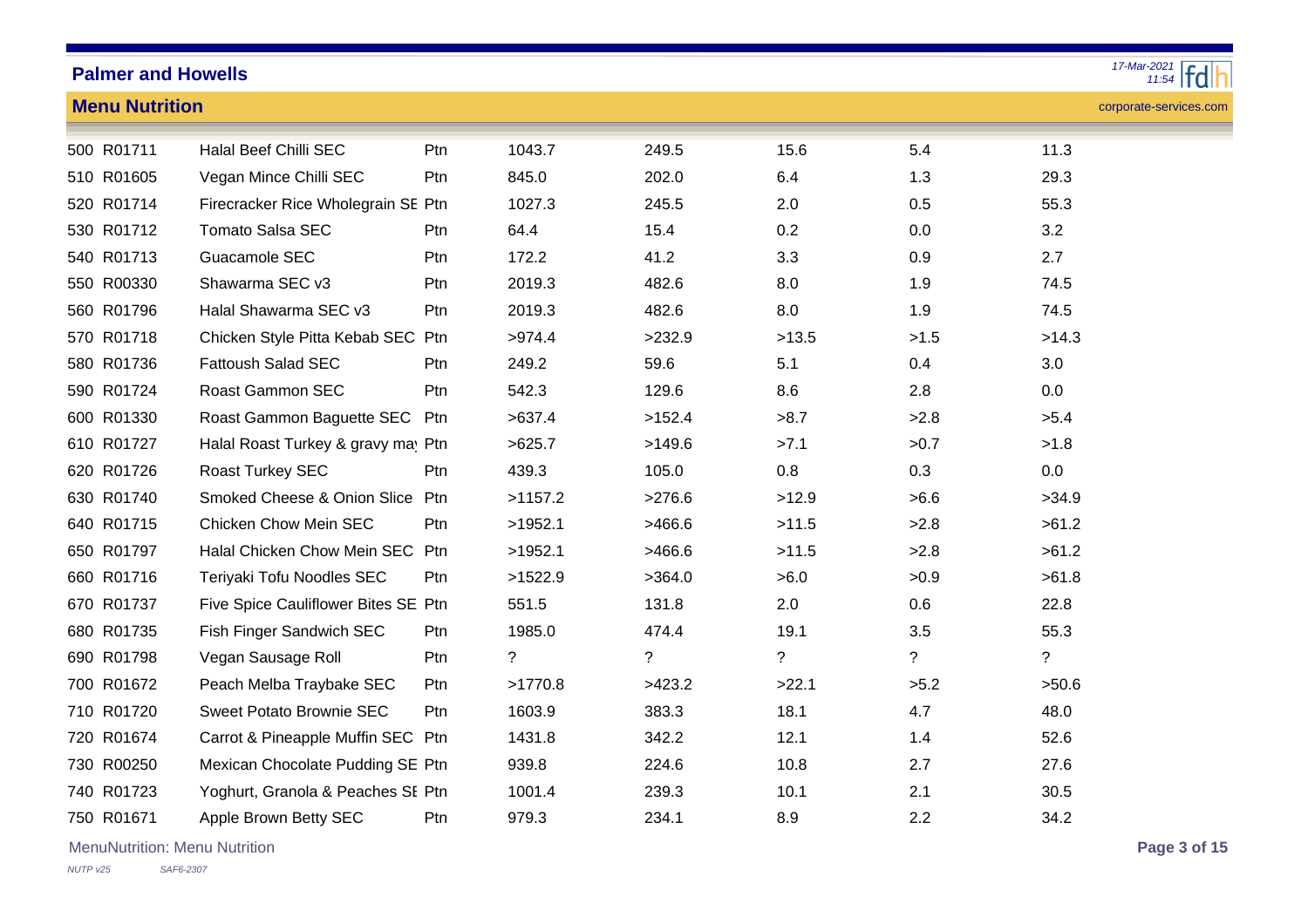**Palmer and Howells**

**Menu Nutrition**

| | | | | | | | | |
|---|---|---|---|---|---|---|---|---|
| 500 | R01711 | Halal Beef Chilli SEC | Ptn | 1043.7 | 249.5 | 15.6 | 5.4 | 11.3 |
| 510 | R01605 | Vegan Mince Chilli SEC | Ptn | 845.0 | 202.0 | 6.4 | 1.3 | 29.3 |
| 520 | R01714 | Firecracker Rice Wholegrain SE | Ptn | 1027.3 | 245.5 | 2.0 | 0.5 | 55.3 |
| 530 | R01712 | Tomato Salsa SEC | Ptn | 64.4 | 15.4 | 0.2 | 0.0 | 3.2 |
| 540 | R01713 | Guacamole SEC | Ptn | 172.2 | 41.2 | 3.3 | 0.9 | 2.7 |
| 550 | R00330 | Shawarma SEC v3 | Ptn | 2019.3 | 482.6 | 8.0 | 1.9 | 74.5 |
| 560 | R01796 | Halal Shawarma SEC v3 | Ptn | 2019.3 | 482.6 | 8.0 | 1.9 | 74.5 |
| 570 | R01718 | Chicken Style Pitta Kebab SEC | Ptn | >974.4 | >232.9 | >13.5 | >1.5 | >14.3 |
| 580 | R01736 | Fattoush Salad SEC | Ptn | 249.2 | 59.6 | 5.1 | 0.4 | 3.0 |
| 590 | R01724 | Roast Gammon SEC | Ptn | 542.3 | 129.6 | 8.6 | 2.8 | 0.0 |
| 600 | R01330 | Roast Gammon Baguette SEC | Ptn | >637.4 | >152.4 | >8.7 | >2.8 | >5.4 |
| 610 | R01727 | Halal Roast Turkey & gravy ma | Ptn | >625.7 | >149.6 | >7.1 | >0.7 | >1.8 |
| 620 | R01726 | Roast Turkey SEC | Ptn | 439.3 | 105.0 | 0.8 | 0.3 | 0.0 |
| 630 | R01740 | Smoked Cheese & Onion Slice | Ptn | >1157.2 | >276.6 | >12.9 | >6.6 | >34.9 |
| 640 | R01715 | Chicken Chow Mein SEC | Ptn | >1952.1 | >466.6 | >11.5 | >2.8 | >61.2 |
| 650 | R01797 | Halal Chicken Chow Mein SEC | Ptn | >1952.1 | >466.6 | >11.5 | >2.8 | >61.2 |
| 660 | R01716 | Teriyaki Tofu Noodles SEC | Ptn | >1522.9 | >364.0 | >6.0 | >0.9 | >61.8 |
| 670 | R01737 | Five Spice Cauliflower Bites SE | Ptn | 551.5 | 131.8 | 2.0 | 0.6 | 22.8 |
| 680 | R01735 | Fish Finger Sandwich SEC | Ptn | 1985.0 | 474.4 | 19.1 | 3.5 | 55.3 |
| 690 | R01798 | Vegan Sausage Roll | Ptn | ? | ? | ? | ? | ? |
| 700 | R01672 | Peach Melba Traybake SEC | Ptn | >1770.8 | >423.2 | >22.1 | >5.2 | >50.6 |
| 710 | R01720 | Sweet Potato Brownie SEC | Ptn | 1603.9 | 383.3 | 18.1 | 4.7 | 48.0 |
| 720 | R01674 | Carrot & Pineapple Muffin SEC | Ptn | 1431.8 | 342.2 | 12.1 | 1.4 | 52.6 |
| 730 | R00250 | Mexican Chocolate Pudding SE | Ptn | 939.8 | 224.6 | 10.8 | 2.7 | 27.6 |
| 740 | R01723 | Yoghurt, Granola & Peaches SE | Ptn | 1001.4 | 239.3 | 10.1 | 2.1 | 30.5 |
| 750 | R01671 | Apple Brown Betty SEC | Ptn | 979.3 | 234.1 | 8.9 | 2.2 | 34.2 |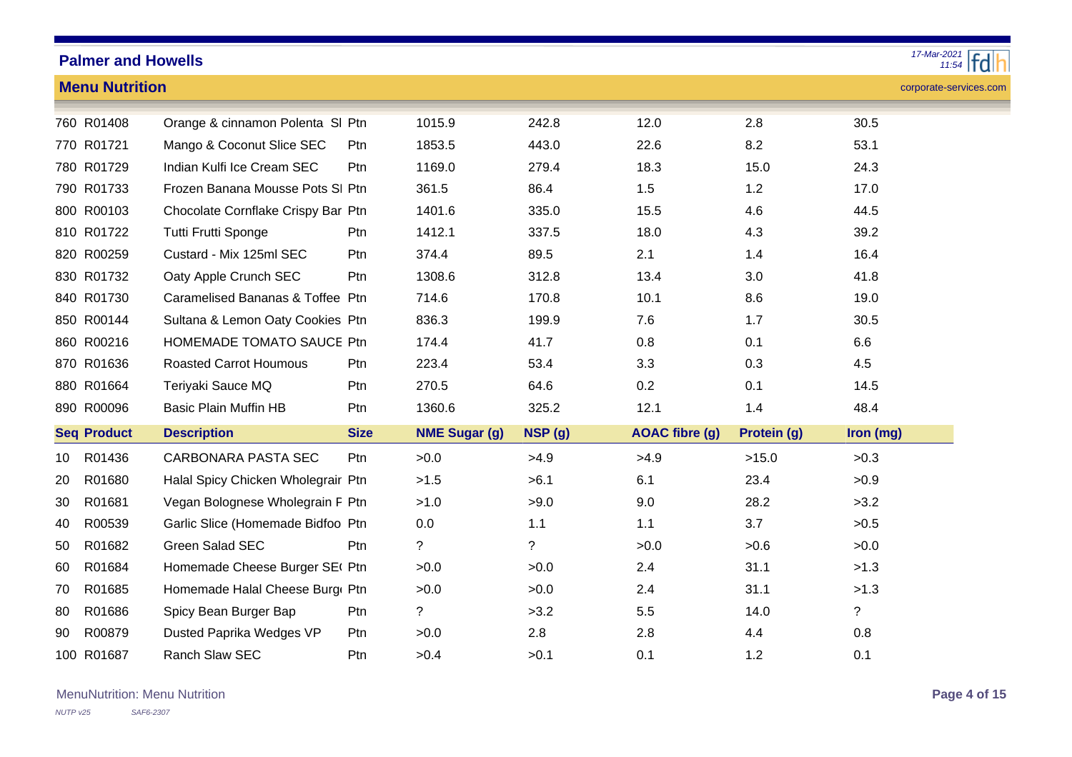## Palmer and Howells

### Menu Nutrition

| | | | | | | | | |
|---|---|---|---|---|---|---|---|---|
| 760 | R01408 | Orange & cinnamon Polenta Sl | Ptn | 1015.9 | 242.8 | 12.0 | 2.8 | 30.5 |
| 770 | R01721 | Mango & Coconut Slice SEC | Ptn | 1853.5 | 443.0 | 22.6 | 8.2 | 53.1 |
| 780 | R01729 | Indian Kulfi Ice Cream SEC | Ptn | 1169.0 | 279.4 | 18.3 | 15.0 | 24.3 |
| 790 | R01733 | Frozen Banana Mousse Pots Sl | Ptn | 361.5 | 86.4 | 1.5 | 1.2 | 17.0 |
| 800 | R00103 | Chocolate Cornflake Crispy Bar | Ptn | 1401.6 | 335.0 | 15.5 | 4.6 | 44.5 |
| 810 | R01722 | Tutti Frutti Sponge | Ptn | 1412.1 | 337.5 | 18.0 | 4.3 | 39.2 |
| 820 | R00259 | Custard - Mix 125ml SEC | Ptn | 374.4 | 89.5 | 2.1 | 1.4 | 16.4 |
| 830 | R01732 | Oaty Apple Crunch SEC | Ptn | 1308.6 | 312.8 | 13.4 | 3.0 | 41.8 |
| 840 | R01730 | Caramelised Bananas & Toffee | Ptn | 714.6 | 170.8 | 10.1 | 8.6 | 19.0 |
| 850 | R00144 | Sultana & Lemon Oaty Cookies | Ptn | 836.3 | 199.9 | 7.6 | 1.7 | 30.5 |
| 860 | R00216 | HOMEMADE TOMATO SAUCE | Ptn | 174.4 | 41.7 | 0.8 | 0.1 | 6.6 |
| 870 | R01636 | Roasted Carrot Houmous | Ptn | 223.4 | 53.4 | 3.3 | 0.3 | 4.5 |
| 880 | R01664 | Teriyaki Sauce MQ | Ptn | 270.5 | 64.6 | 0.2 | 0.1 | 14.5 |
| 890 | R00096 | Basic Plain Muffin HB | Ptn | 1360.6 | 325.2 | 12.1 | 1.4 | 48.4 |

| Seq | Product | Description | Size | NME Sugar (g) | NSP (g) | AOAC fibre (g) | Protein (g) | Iron (mg) |
|---|---|---|---|---|---|---|---|---|
| 10 | R01436 | CARBONARA PASTA SEC | Ptn | >0.0 | >4.9 | >4.9 | >15.0 | >0.3 |
| 20 | R01680 | Halal Spicy Chicken Wholegrair | Ptn | >1.5 | >6.1 | 6.1 | 23.4 | >0.9 |
| 30 | R01681 | Vegan Bolognese Wholegrain F | Ptn | >1.0 | >9.0 | 9.0 | 28.2 | >3.2 |
| 40 | R00539 | Garlic Slice (Homemade Bidfoo | Ptn | 0.0 | 1.1 | 1.1 | 3.7 | >0.5 |
| 50 | R01682 | Green Salad SEC | Ptn | ? | ? | >0.0 | >0.6 | >0.0 |
| 60 | R01684 | Homemade Cheese Burger SE( | Ptn | >0.0 | >0.0 | 2.4 | 31.1 | >1.3 |
| 70 | R01685 | Homemade Halal Cheese Burg | Ptn | >0.0 | >0.0 | 2.4 | 31.1 | >1.3 |
| 80 | R01686 | Spicy Bean Burger Bap | Ptn | ? | >3.2 | 5.5 | 14.0 | ? |
| 90 | R00879 | Dusted Paprika Wedges VP | Ptn | >0.0 | 2.8 | 2.8 | 4.4 | 0.8 |
| 100 | R01687 | Ranch Slaw SEC | Ptn | >0.4 | >0.1 | 0.1 | 1.2 | 0.1 |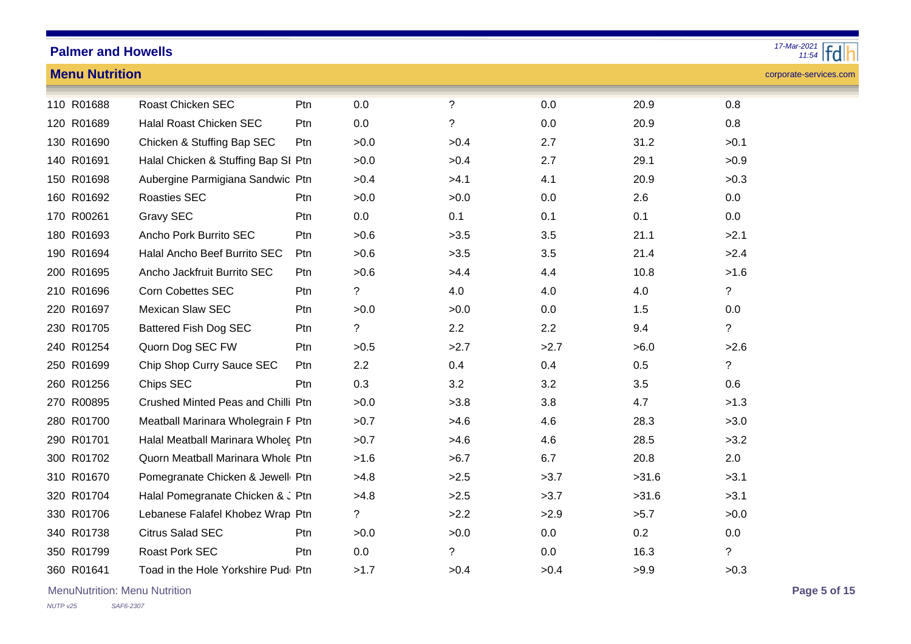## Menu Nutrition

| | | | | | | | | |
|---|---|---|---|---|---|---|---|---|
| 110 | R01688 | Roast Chicken SEC | Ptn | 0.0 | ? | 0.0 | 20.9 | 0.8 |
| 120 | R01689 | Halal Roast Chicken SEC | Ptn | 0.0 | ? | 0.0 | 20.9 | 0.8 |
| 130 | R01690 | Chicken & Stuffing Bap SEC | Ptn | >0.0 | >0.4 | 2.7 | 31.2 | >0.1 |
| 140 | R01691 | Halal Chicken & Stuffing Bap SI | Ptn | >0.0 | >0.4 | 2.7 | 29.1 | >0.9 |
| 150 | R01698 | Aubergine Parmigiana Sandwic | Ptn | >0.4 | >4.1 | 4.1 | 20.9 | >0.3 |
| 160 | R01692 | Roasties SEC | Ptn | >0.0 | >0.0 | 0.0 | 2.6 | 0.0 |
| 170 | R00261 | Gravy SEC | Ptn | 0.0 | 0.1 | 0.1 | 0.1 | 0.0 |
| 180 | R01693 | Ancho Pork Burrito SEC | Ptn | >0.6 | >3.5 | 3.5 | 21.1 | >2.1 |
| 190 | R01694 | Halal Ancho Beef Burrito SEC | Ptn | >0.6 | >3.5 | 3.5 | 21.4 | >2.4 |
| 200 | R01695 | Ancho Jackfruit Burrito SEC | Ptn | >0.6 | >4.4 | 4.4 | 10.8 | >1.6 |
| 210 | R01696 | Corn Cobettes SEC | Ptn | ? | 4.0 | 4.0 | 4.0 | ? |
| 220 | R01697 | Mexican Slaw SEC | Ptn | >0.0 | >0.0 | 0.0 | 1.5 | 0.0 |
| 230 | R01705 | Battered Fish Dog SEC | Ptn | ? | 2.2 | 2.2 | 9.4 | ? |
| 240 | R01254 | Quorn Dog SEC FW | Ptn | >0.5 | >2.7 | >2.7 | >6.0 | >2.6 |
| 250 | R01699 | Chip Shop Curry Sauce SEC | Ptn | 2.2 | 0.4 | 0.4 | 0.5 | ? |
| 260 | R01256 | Chips SEC | Ptn | 0.3 | 3.2 | 3.2 | 3.5 | 0.6 |
| 270 | R00895 | Crushed Minted Peas and Chilli | Ptn | >0.0 | >3.8 | 3.8 | 4.7 | >1.3 |
| 280 | R01700 | Meatball Marinara Wholegrain F | Ptn | >0.7 | >4.6 | 4.6 | 28.3 | >3.0 |
| 290 | R01701 | Halal Meatball Marinara Wholeç | Ptn | >0.7 | >4.6 | 4.6 | 28.5 | >3.2 |
| 300 | R01702 | Quorn Meatball Marinara Whole | Ptn | >1.6 | >6.7 | 6.7 | 20.8 | 2.0 |
| 310 | R01670 | Pomegranate Chicken & Jewell | Ptn | >4.8 | >2.5 | >3.7 | >31.6 | >3.1 |
| 320 | R01704 | Halal Pomegranate Chicken & . | Ptn | >4.8 | >2.5 | >3.7 | >31.6 | >3.1 |
| 330 | R01706 | Lebanese Falafel Khobez Wrap | Ptn | ? | >2.2 | >2.9 | >5.7 | >0.0 |
| 340 | R01738 | Citrus Salad SEC | Ptn | >0.0 | >0.0 | 0.0 | 0.2 | 0.0 |
| 350 | R01799 | Roast Pork SEC | Ptn | 0.0 | ? | 0.0 | 16.3 | ? |
| 360 | R01641 | Toad in the Hole Yorkshire Pud | Ptn | >1.7 | >0.4 | >0.4 | >9.9 | >0.3 |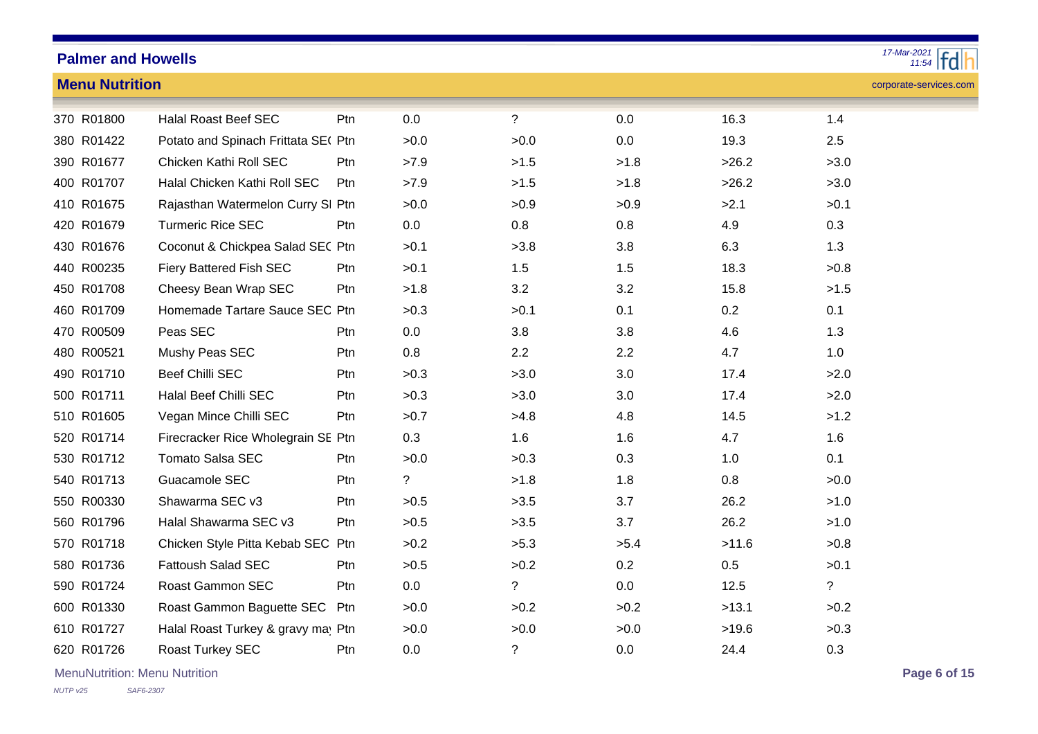## Menu Nutrition

| | | | | | | | | |
|---|---|---|---|---|---|---|---|---|
| 370 | R01800 | Halal Roast Beef SEC | Ptn | 0.0 | ? | 0.0 | 16.3 | 1.4 |
| 380 | R01422 | Potato and Spinach Frittata SE( | Ptn | >0.0 | >0.0 | 0.0 | 19.3 | 2.5 |
| 390 | R01677 | Chicken Kathi Roll SEC | Ptn | >7.9 | >1.5 | >1.8 | >26.2 | >3.0 |
| 400 | R01707 | Halal Chicken Kathi Roll SEC | Ptn | >7.9 | >1.5 | >1.8 | >26.2 | >3.0 |
| 410 | R01675 | Rajasthan Watermelon Curry SI | Ptn | >0.0 | >0.9 | >0.9 | >2.1 | >0.1 |
| 420 | R01679 | Turmeric Rice SEC | Ptn | 0.0 | 0.8 | 0.8 | 4.9 | 0.3 |
| 430 | R01676 | Coconut & Chickpea Salad SE( | Ptn | >0.1 | >3.8 | 3.8 | 6.3 | 1.3 |
| 440 | R00235 | Fiery Battered Fish SEC | Ptn | >0.1 | 1.5 | 1.5 | 18.3 | >0.8 |
| 450 | R01708 | Cheesy Bean Wrap SEC | Ptn | >1.8 | 3.2 | 3.2 | 15.8 | >1.5 |
| 460 | R01709 | Homemade Tartare Sauce SEC | Ptn | >0.3 | >0.1 | 0.1 | 0.2 | 0.1 |
| 470 | R00509 | Peas SEC | Ptn | 0.0 | 3.8 | 3.8 | 4.6 | 1.3 |
| 480 | R00521 | Mushy Peas SEC | Ptn | 0.8 | 2.2 | 2.2 | 4.7 | 1.0 |
| 490 | R01710 | Beef Chilli SEC | Ptn | >0.3 | >3.0 | 3.0 | 17.4 | >2.0 |
| 500 | R01711 | Halal Beef Chilli SEC | Ptn | >0.3 | >3.0 | 3.0 | 17.4 | >2.0 |
| 510 | R01605 | Vegan Mince Chilli SEC | Ptn | >0.7 | >4.8 | 4.8 | 14.5 | >1.2 |
| 520 | R01714 | Firecracker Rice Wholegrain SE | Ptn | 0.3 | 1.6 | 1.6 | 4.7 | 1.6 |
| 530 | R01712 | Tomato Salsa SEC | Ptn | >0.0 | >0.3 | 0.3 | 1.0 | 0.1 |
| 540 | R01713 | Guacamole SEC | Ptn | ? | >1.8 | 1.8 | 0.8 | >0.0 |
| 550 | R00330 | Shawarma SEC v3 | Ptn | >0.5 | >3.5 | 3.7 | 26.2 | >1.0 |
| 560 | R01796 | Halal Shawarma SEC v3 | Ptn | >0.5 | >3.5 | 3.7 | 26.2 | >1.0 |
| 570 | R01718 | Chicken Style Pitta Kebab SEC | Ptn | >0.2 | >5.3 | >5.4 | >11.6 | >0.8 |
| 580 | R01736 | Fattoush Salad SEC | Ptn | >0.5 | >0.2 | 0.2 | 0.5 | >0.1 |
| 590 | R01724 | Roast Gammon SEC | Ptn | 0.0 | ? | 0.0 | 12.5 | ? |
| 600 | R01330 | Roast Gammon Baguette SEC | Ptn | >0.0 | >0.2 | >0.2 | >13.1 | >0.2 |
| 610 | R01727 | Halal Roast Turkey & gravy ma | Ptn | >0.0 | >0.0 | >0.0 | >19.6 | >0.3 |
| 620 | R01726 | Roast Turkey SEC | Ptn | 0.0 | ? | 0.0 | 24.4 | 0.3 |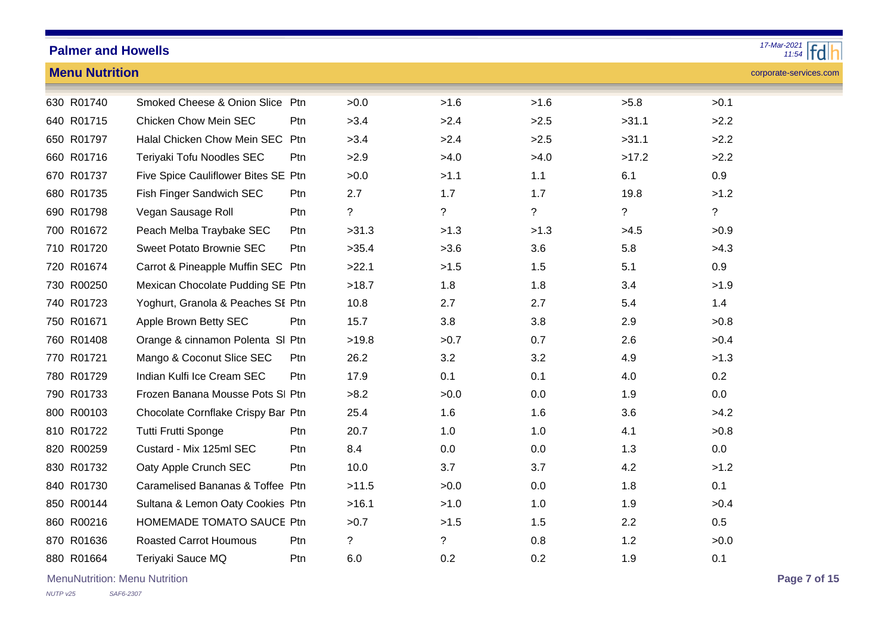## Palmer and Howells

### Menu Nutrition

| | | | | | | | | |
|---|---|---|---|---|---|---|---|---|
| 630 | R01740 | Smoked Cheese & Onion Slice | Ptn | >0.0 | >1.6 | >1.6 | >5.8 | >0.1 |
| 640 | R01715 | Chicken Chow Mein SEC | Ptn | >3.4 | >2.4 | >2.5 | >31.1 | >2.2 |
| 650 | R01797 | Halal Chicken Chow Mein SEC | Ptn | >3.4 | >2.4 | >2.5 | >31.1 | >2.2 |
| 660 | R01716 | Teriyaki Tofu Noodles SEC | Ptn | >2.9 | >4.0 | >4.0 | >17.2 | >2.2 |
| 670 | R01737 | Five Spice Cauliflower Bites SE | Ptn | >0.0 | >1.1 | 1.1 | 6.1 | 0.9 |
| 680 | R01735 | Fish Finger Sandwich SEC | Ptn | 2.7 | 1.7 | 1.7 | 19.8 | >1.2 |
| 690 | R01798 | Vegan Sausage Roll | Ptn | ? | ? | ? | ? | ? |
| 700 | R01672 | Peach Melba Traybake SEC | Ptn | >31.3 | >1.3 | >1.3 | >4.5 | >0.9 |
| 710 | R01720 | Sweet Potato Brownie SEC | Ptn | >35.4 | >3.6 | 3.6 | 5.8 | >4.3 |
| 720 | R01674 | Carrot & Pineapple Muffin SEC | Ptn | >22.1 | >1.5 | 1.5 | 5.1 | 0.9 |
| 730 | R00250 | Mexican Chocolate Pudding SE | Ptn | >18.7 | 1.8 | 1.8 | 3.4 | >1.9 |
| 740 | R01723 | Yoghurt, Granola & Peaches SE | Ptn | 10.8 | 2.7 | 2.7 | 5.4 | 1.4 |
| 750 | R01671 | Apple Brown Betty SEC | Ptn | 15.7 | 3.8 | 3.8 | 2.9 | >0.8 |
| 760 | R01408 | Orange & cinnamon Polenta SI | Ptn | >19.8 | >0.7 | 0.7 | 2.6 | >0.4 |
| 770 | R01721 | Mango & Coconut Slice SEC | Ptn | 26.2 | 3.2 | 3.2 | 4.9 | >1.3 |
| 780 | R01729 | Indian Kulfi Ice Cream SEC | Ptn | 17.9 | 0.1 | 0.1 | 4.0 | 0.2 |
| 790 | R01733 | Frozen Banana Mousse Pots SI | Ptn | >8.2 | >0.0 | 0.0 | 1.9 | 0.0 |
| 800 | R00103 | Chocolate Cornflake Crispy Bar | Ptn | 25.4 | 1.6 | 1.6 | 3.6 | >4.2 |
| 810 | R01722 | Tutti Frutti Sponge | Ptn | 20.7 | 1.0 | 1.0 | 4.1 | >0.8 |
| 820 | R00259 | Custard - Mix 125ml SEC | Ptn | 8.4 | 0.0 | 0.0 | 1.3 | 0.0 |
| 830 | R01732 | Oaty Apple Crunch SEC | Ptn | 10.0 | 3.7 | 3.7 | 4.2 | >1.2 |
| 840 | R01730 | Caramelised Bananas & Toffee | Ptn | >11.5 | >0.0 | 0.0 | 1.8 | 0.1 |
| 850 | R00144 | Sultana & Lemon Oaty Cookies | Ptn | >16.1 | >1.0 | 1.0 | 1.9 | >0.4 |
| 860 | R00216 | HOMEMADE TOMATO SAUCE | Ptn | >0.7 | >1.5 | 1.5 | 2.2 | 0.5 |
| 870 | R01636 | Roasted Carrot Houmous | Ptn | ? | ? | 0.8 | 1.2 | >0.0 |
| 880 | R01664 | Teriyaki Sauce MQ | Ptn | 6.0 | 0.2 | 0.2 | 1.9 | 0.1 |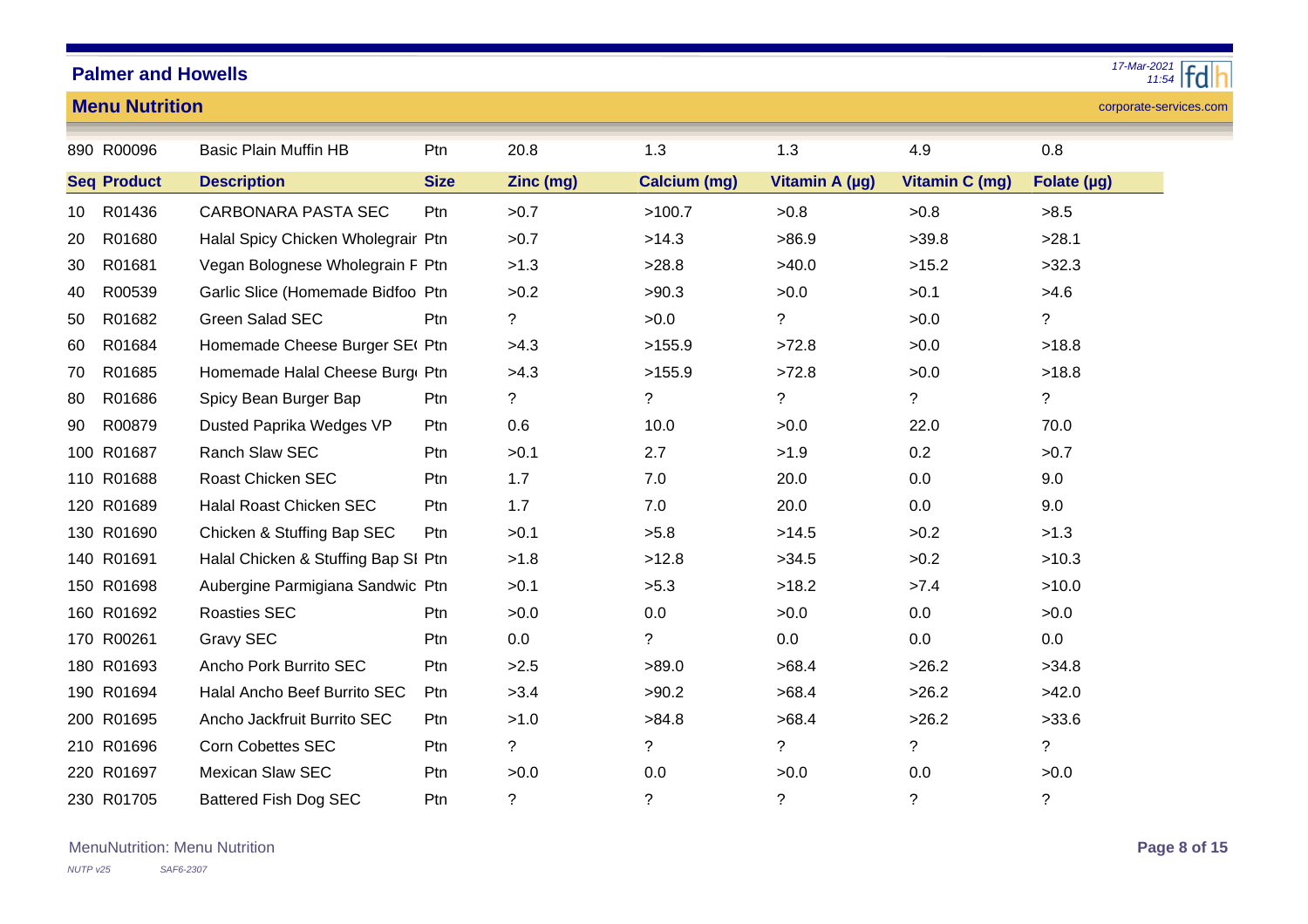| Seq | Product | Description | Size | Zinc (mg) | Calcium (mg) | Vitamin A (µg) | Vitamin C (mg) | Folate (µg) |
|---|---|---|---|---|---|---|---|---|
| 890 | R00096 | Basic Plain Muffin HB | Ptn | 20.8 | 1.3 | 1.3 | 4.9 | 0.8 |
| 10 | R01436 | CARBONARA PASTA SEC | Ptn | >0.7 | >100.7 | >0.8 | >0.8 | >8.5 |
| 20 | R01680 | Halal Spicy Chicken Wholegrair | Ptn | >0.7 | >14.3 | >86.9 | >39.8 | >28.1 |
| 30 | R01681 | Vegan Bolognese Wholegrain F | Ptn | >1.3 | >28.8 | >40.0 | >15.2 | >32.3 |
| 40 | R00539 | Garlic Slice (Homemade Bidfoo | Ptn | >0.2 | >90.3 | >0.0 | >0.1 | >4.6 |
| 50 | R01682 | Green Salad SEC | Ptn | ? | >0.0 | ? | >0.0 | ? |
| 60 | R01684 | Homemade Cheese Burger SE( | Ptn | >4.3 | >155.9 | >72.8 | >0.0 | >18.8 |
| 70 | R01685 | Homemade Halal Cheese Burg | Ptn | >4.3 | >155.9 | >72.8 | >0.0 | >18.8 |
| 80 | R01686 | Spicy Bean Burger Bap | Ptn | ? | ? | ? | ? | ? |
| 90 | R00879 | Dusted Paprika Wedges VP | Ptn | 0.6 | 10.0 | >0.0 | 22.0 | 70.0 |
| 100 | R01687 | Ranch Slaw SEC | Ptn | >0.1 | 2.7 | >1.9 | 0.2 | >0.7 |
| 110 | R01688 | Roast Chicken SEC | Ptn | 1.7 | 7.0 | 20.0 | 0.0 | 9.0 |
| 120 | R01689 | Halal Roast Chicken SEC | Ptn | 1.7 | 7.0 | 20.0 | 0.0 | 9.0 |
| 130 | R01690 | Chicken & Stuffing Bap SEC | Ptn | >0.1 | >5.8 | >14.5 | >0.2 | >1.3 |
| 140 | R01691 | Halal Chicken & Stuffing Bap SI | Ptn | >1.8 | >12.8 | >34.5 | >0.2 | >10.3 |
| 150 | R01698 | Aubergine Parmigiana Sandwic | Ptn | >0.1 | >5.3 | >18.2 | >7.4 | >10.0 |
| 160 | R01692 | Roasties SEC | Ptn | >0.0 | 0.0 | >0.0 | 0.0 | >0.0 |
| 170 | R00261 | Gravy SEC | Ptn | 0.0 | ? | 0.0 | 0.0 | 0.0 |
| 180 | R01693 | Ancho Pork Burrito SEC | Ptn | >2.5 | >89.0 | >68.4 | >26.2 | >34.8 |
| 190 | R01694 | Halal Ancho Beef Burrito SEC | Ptn | >3.4 | >90.2 | >68.4 | >26.2 | >42.0 |
| 200 | R01695 | Ancho Jackfruit Burrito SEC | Ptn | >1.0 | >84.8 | >68.4 | >26.2 | >33.6 |
| 210 | R01696 | Corn Cobettes SEC | Ptn | ? | ? | ? | ? | ? |
| 220 | R01697 | Mexican Slaw SEC | Ptn | >0.0 | 0.0 | >0.0 | 0.0 | >0.0 |
| 230 | R01705 | Battered Fish Dog SEC | Ptn | ? | ? | ? | ? | ? |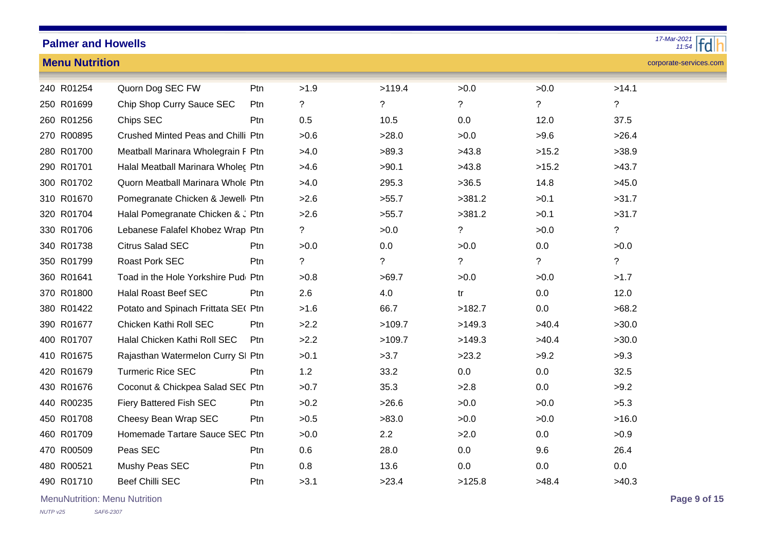## Palmer and Howells

### Menu Nutrition

| | | | | | | | | |
|---|---|---|---|---|---|---|---|---|
| 240 | R01254 | Quorn Dog SEC FW | Ptn | >1.9 | >119.4 | >0.0 | >0.0 | >14.1 |
| 250 | R01699 | Chip Shop Curry Sauce SEC | Ptn | ? | ? | ? | ? | ? |
| 260 | R01256 | Chips SEC | Ptn | 0.5 | 10.5 | 0.0 | 12.0 | 37.5 |
| 270 | R00895 | Crushed Minted Peas and Chilli | Ptn | >0.6 | >28.0 | >0.0 | >9.6 | >26.4 |
| 280 | R01700 | Meatball Marinara Wholegrain F | Ptn | >4.0 | >89.3 | >43.8 | >15.2 | >38.9 |
| 290 | R01701 | Halal Meatball Marinara Wholeç | Ptn | >4.6 | >90.1 | >43.8 | >15.2 | >43.7 |
| 300 | R01702 | Quorn Meatball Marinara Whole | Ptn | >4.0 | 295.3 | >36.5 | 14.8 | >45.0 |
| 310 | R01670 | Pomegranate Chicken & Jewell | Ptn | >2.6 | >55.7 | >381.2 | >0.1 | >31.7 |
| 320 | R01704 | Halal Pomegranate Chicken & . | Ptn | >2.6 | >55.7 | >381.2 | >0.1 | >31.7 |
| 330 | R01706 | Lebanese Falafel Khobez Wrap | Ptn | ? | >0.0 | ? | >0.0 | ? |
| 340 | R01738 | Citrus Salad SEC | Ptn | >0.0 | 0.0 | >0.0 | 0.0 | >0.0 |
| 350 | R01799 | Roast Pork SEC | Ptn | ? | ? | ? | ? | ? |
| 360 | R01641 | Toad in the Hole Yorkshire Pud | Ptn | >0.8 | >69.7 | >0.0 | >0.0 | >1.7 |
| 370 | R01800 | Halal Roast Beef SEC | Ptn | 2.6 | 4.0 | tr | 0.0 | 12.0 |
| 380 | R01422 | Potato and Spinach Frittata SE( | Ptn | >1.6 | 66.7 | >182.7 | 0.0 | >68.2 |
| 390 | R01677 | Chicken Kathi Roll SEC | Ptn | >2.2 | >109.7 | >149.3 | >40.4 | >30.0 |
| 400 | R01707 | Halal Chicken Kathi Roll SEC | Ptn | >2.2 | >109.7 | >149.3 | >40.4 | >30.0 |
| 410 | R01675 | Rajasthan Watermelon Curry SI | Ptn | >0.1 | >3.7 | >23.2 | >9.2 | >9.3 |
| 420 | R01679 | Turmeric Rice SEC | Ptn | 1.2 | 33.2 | 0.0 | 0.0 | 32.5 |
| 430 | R01676 | Coconut & Chickpea Salad SE( | Ptn | >0.7 | 35.3 | >2.8 | 0.0 | >9.2 |
| 440 | R00235 | Fiery Battered Fish SEC | Ptn | >0.2 | >26.6 | >0.0 | >0.0 | >5.3 |
| 450 | R01708 | Cheesy Bean Wrap SEC | Ptn | >0.5 | >83.0 | >0.0 | >0.0 | >16.0 |
| 460 | R01709 | Homemade Tartare Sauce SEC | Ptn | >0.0 | 2.2 | >2.0 | 0.0 | >0.9 |
| 470 | R00509 | Peas SEC | Ptn | 0.6 | 28.0 | 0.0 | 9.6 | 26.4 |
| 480 | R00521 | Mushy Peas SEC | Ptn | 0.8 | 13.6 | 0.0 | 0.0 | 0.0 |
| 490 | R01710 | Beef Chilli SEC | Ptn | >3.1 | >23.4 | >125.8 | >48.4 | >40.3 |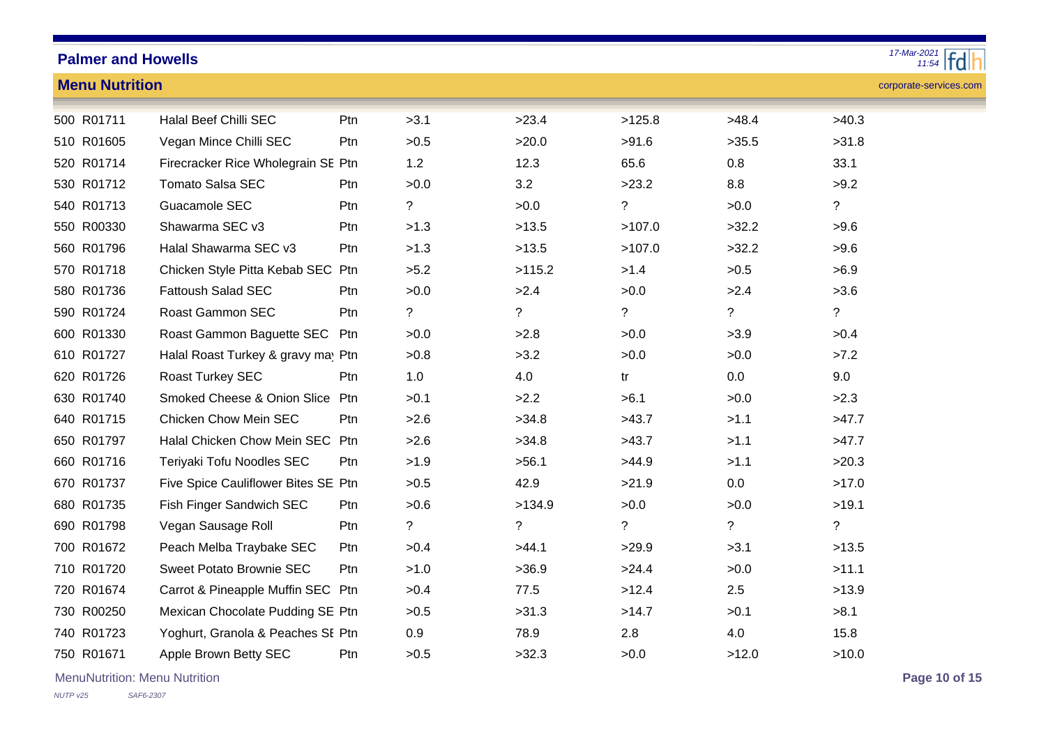**Palmer and Howells**

**Menu Nutrition**

| | | | | | | | | |
|---|---|---|---|---|---|---|---|---|
| 500 | R01711 | Halal Beef Chilli SEC | Ptn | >3.1 | >23.4 | >125.8 | >48.4 | >40.3 |
| 510 | R01605 | Vegan Mince Chilli SEC | Ptn | >0.5 | >20.0 | >91.6 | >35.5 | >31.8 |
| 520 | R01714 | Firecracker Rice Wholegrain SE | Ptn | 1.2 | 12.3 | 65.6 | 0.8 | 33.1 |
| 530 | R01712 | Tomato Salsa SEC | Ptn | >0.0 | 3.2 | >23.2 | 8.8 | >9.2 |
| 540 | R01713 | Guacamole SEC | Ptn | ? | >0.0 | ? | >0.0 | ? |
| 550 | R00330 | Shawarma SEC v3 | Ptn | >1.3 | >13.5 | >107.0 | >32.2 | >9.6 |
| 560 | R01796 | Halal Shawarma SEC v3 | Ptn | >1.3 | >13.5 | >107.0 | >32.2 | >9.6 |
| 570 | R01718 | Chicken Style Pitta Kebab SEC | Ptn | >5.2 | >115.2 | >1.4 | >0.5 | >6.9 |
| 580 | R01736 | Fattoush Salad SEC | Ptn | >0.0 | >2.4 | >0.0 | >2.4 | >3.6 |
| 590 | R01724 | Roast Gammon SEC | Ptn | ? | ? | ? | ? | ? |
| 600 | R01330 | Roast Gammon Baguette SEC | Ptn | >0.0 | >2.8 | >0.0 | >3.9 | >0.4 |
| 610 | R01727 | Halal Roast Turkey & gravy ma | Ptn | >0.8 | >3.2 | >0.0 | >0.0 | >7.2 |
| 620 | R01726 | Roast Turkey SEC | Ptn | 1.0 | 4.0 | tr | 0.0 | 9.0 |
| 630 | R01740 | Smoked Cheese & Onion Slice | Ptn | >0.1 | >2.2 | >6.1 | >0.0 | >2.3 |
| 640 | R01715 | Chicken Chow Mein SEC | Ptn | >2.6 | >34.8 | >43.7 | >1.1 | >47.7 |
| 650 | R01797 | Halal Chicken Chow Mein SEC | Ptn | >2.6 | >34.8 | >43.7 | >1.1 | >47.7 |
| 660 | R01716 | Teriyaki Tofu Noodles SEC | Ptn | >1.9 | >56.1 | >44.9 | >1.1 | >20.3 |
| 670 | R01737 | Five Spice Cauliflower Bites SE | Ptn | >0.5 | 42.9 | >21.9 | 0.0 | >17.0 |
| 680 | R01735 | Fish Finger Sandwich SEC | Ptn | >0.6 | >134.9 | >0.0 | >0.0 | >19.1 |
| 690 | R01798 | Vegan Sausage Roll | Ptn | ? | ? | ? | ? | ? |
| 700 | R01672 | Peach Melba Traybake SEC | Ptn | >0.4 | >44.1 | >29.9 | >3.1 | >13.5 |
| 710 | R01720 | Sweet Potato Brownie SEC | Ptn | >1.0 | >36.9 | >24.4 | >0.0 | >11.1 |
| 720 | R01674 | Carrot & Pineapple Muffin SEC | Ptn | >0.4 | 77.5 | >12.4 | 2.5 | >13.9 |
| 730 | R00250 | Mexican Chocolate Pudding SE | Ptn | >0.5 | >31.3 | >14.7 | >0.1 | >8.1 |
| 740 | R01723 | Yoghurt, Granola & Peaches SE | Ptn | 0.9 | 78.9 | 2.8 | 4.0 | 15.8 |
| 750 | R01671 | Apple Brown Betty SEC | Ptn | >0.5 | >32.3 | >0.0 | >12.0 | >10.0 |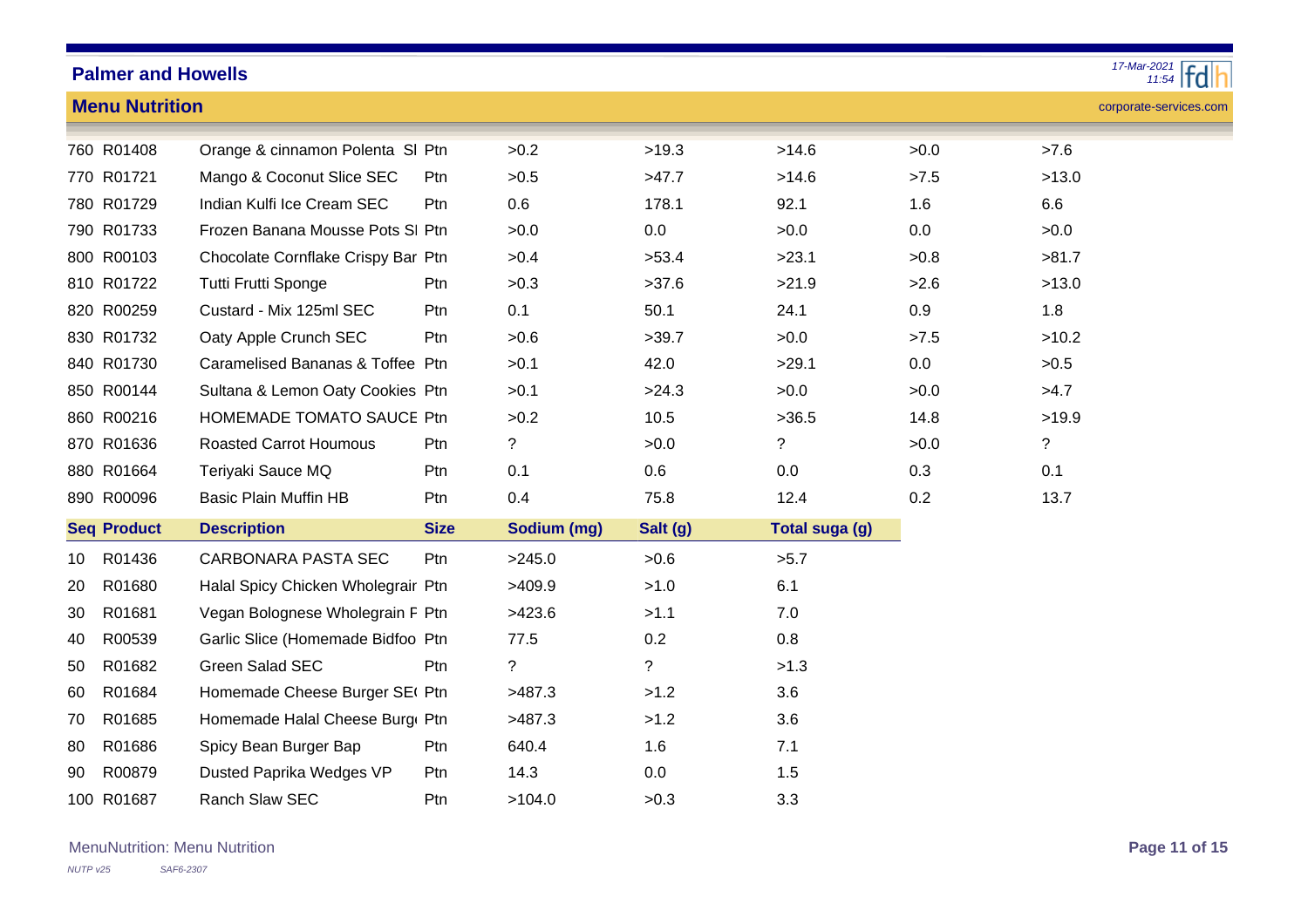## Menu Nutrition

| | | | | | | | | |
|---|---|---|---|---|---|---|---|---|
| 760 | R01408 | Orange & cinnamon Polenta Sl | Ptn | >0.2 | >19.3 | >14.6 | >0.0 | >7.6 |
| 770 | R01721 | Mango & Coconut Slice SEC | Ptn | >0.5 | >47.7 | >14.6 | >7.5 | >13.0 |
| 780 | R01729 | Indian Kulfi Ice Cream SEC | Ptn | 0.6 | 178.1 | 92.1 | 1.6 | 6.6 |
| 790 | R01733 | Frozen Banana Mousse Pots Sl | Ptn | >0.0 | 0.0 | >0.0 | 0.0 | >0.0 |
| 800 | R00103 | Chocolate Cornflake Crispy Bar | Ptn | >0.4 | >53.4 | >23.1 | >0.8 | >81.7 |
| 810 | R01722 | Tutti Frutti Sponge | Ptn | >0.3 | >37.6 | >21.9 | >2.6 | >13.0 |
| 820 | R00259 | Custard - Mix 125ml SEC | Ptn | 0.1 | 50.1 | 24.1 | 0.9 | 1.8 |
| 830 | R01732 | Oaty Apple Crunch SEC | Ptn | >0.6 | >39.7 | >0.0 | >7.5 | >10.2 |
| 840 | R01730 | Caramelised Bananas & Toffee | Ptn | >0.1 | 42.0 | >29.1 | 0.0 | >0.5 |
| 850 | R00144 | Sultana & Lemon Oaty Cookies | Ptn | >0.1 | >24.3 | >0.0 | >0.0 | >4.7 |
| 860 | R00216 | HOMEMADE TOMATO SAUCE | Ptn | >0.2 | 10.5 | >36.5 | 14.8 | >19.9 |
| 870 | R01636 | Roasted Carrot Houmous | Ptn | ? | >0.0 | ? | >0.0 | ? |
| 880 | R01664 | Teriyaki Sauce MQ | Ptn | 0.1 | 0.6 | 0.0 | 0.3 | 0.1 |
| 890 | R00096 | Basic Plain Muffin HB | Ptn | 0.4 | 75.8 | 12.4 | 0.2 | 13.7 |

| Seq | Product | Description | Size | Sodium (mg) | Salt (g) | Total suga (g) |
|---|---|---|---|---|---|---|
| 10 | R01436 | CARBONARA PASTA SEC | Ptn | >245.0 | >0.6 | >5.7 |
| 20 | R01680 | Halal Spicy Chicken Wholegrair | Ptn | >409.9 | >1.0 | 6.1 |
| 30 | R01681 | Vegan Bolognese Wholegrain F | Ptn | >423.6 | >1.1 | 7.0 |
| 40 | R00539 | Garlic Slice (Homemade Bidfoo | Ptn | 77.5 | 0.2 | 0.8 |
| 50 | R01682 | Green Salad SEC | Ptn | ? | ? | >1.3 |
| 60 | R01684 | Homemade Cheese Burger SE( | Ptn | >487.3 | >1.2 | 3.6 |
| 70 | R01685 | Homemade Halal Cheese Burg | Ptn | >487.3 | >1.2 | 3.6 |
| 80 | R01686 | Spicy Bean Burger Bap | Ptn | 640.4 | 1.6 | 7.1 |
| 90 | R00879 | Dusted Paprika Wedges VP | Ptn | 14.3 | 0.0 | 1.5 |
| 100 | R01687 | Ranch Slaw SEC | Ptn | >104.0 | >0.3 | 3.3 |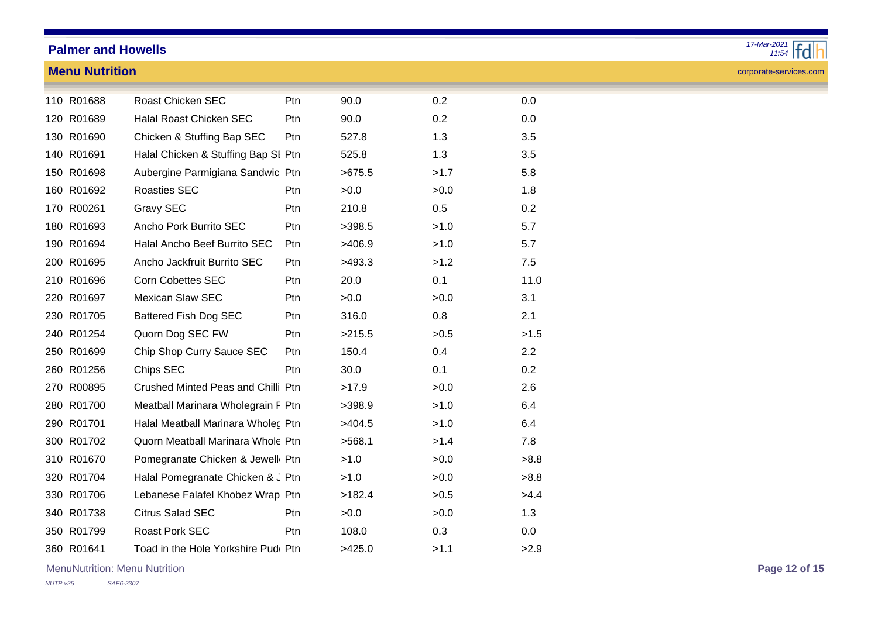| | | | | | | |
|---|---|---|---|---|---|---|
| 110 | R01688 | Roast Chicken SEC | Ptn | 90.0 | 0.2 | 0.0 |
| 120 | R01689 | Halal Roast Chicken SEC | Ptn | 90.0 | 0.2 | 0.0 |
| 130 | R01690 | Chicken & Stuffing Bap SEC | Ptn | 527.8 | 1.3 | 3.5 |
| 140 | R01691 | Halal Chicken & Stuffing Bap SI | Ptn | 525.8 | 1.3 | 3.5 |
| 150 | R01698 | Aubergine Parmigiana Sandwic | Ptn | >675.5 | >1.7 | 5.8 |
| 160 | R01692 | Roasties SEC | Ptn | >0.0 | >0.0 | 1.8 |
| 170 | R00261 | Gravy SEC | Ptn | 210.8 | 0.5 | 0.2 |
| 180 | R01693 | Ancho Pork Burrito SEC | Ptn | >398.5 | >1.0 | 5.7 |
| 190 | R01694 | Halal Ancho Beef Burrito SEC | Ptn | >406.9 | >1.0 | 5.7 |
| 200 | R01695 | Ancho Jackfruit Burrito SEC | Ptn | >493.3 | >1.2 | 7.5 |
| 210 | R01696 | Corn Cobettes SEC | Ptn | 20.0 | 0.1 | 11.0 |
| 220 | R01697 | Mexican Slaw SEC | Ptn | >0.0 | >0.0 | 3.1 |
| 230 | R01705 | Battered Fish Dog SEC | Ptn | 316.0 | 0.8 | 2.1 |
| 240 | R01254 | Quorn Dog SEC FW | Ptn | >215.5 | >0.5 | >1.5 |
| 250 | R01699 | Chip Shop Curry Sauce SEC | Ptn | 150.4 | 0.4 | 2.2 |
| 260 | R01256 | Chips SEC | Ptn | 30.0 | 0.1 | 0.2 |
| 270 | R00895 | Crushed Minted Peas and Chilli | Ptn | >17.9 | >0.0 | 2.6 |
| 280 | R01700 | Meatball Marinara Wholegrain F | Ptn | >398.9 | >1.0 | 6.4 |
| 290 | R01701 | Halal Meatball Marinara Wholeç | Ptn | >404.5 | >1.0 | 6.4 |
| 300 | R01702 | Quorn Meatball Marinara Whole | Ptn | >568.1 | >1.4 | 7.8 |
| 310 | R01670 | Pomegranate Chicken & Jewell | Ptn | >1.0 | >0.0 | >8.8 |
| 320 | R01704 | Halal Pomegranate Chicken & J | Ptn | >1.0 | >0.0 | >8.8 |
| 330 | R01706 | Lebanese Falafel Khobez Wrap | Ptn | >182.4 | >0.5 | >4.4 |
| 340 | R01738 | Citrus Salad SEC | Ptn | >0.0 | >0.0 | 1.3 |
| 350 | R01799 | Roast Pork SEC | Ptn | 108.0 | 0.3 | 0.0 |
| 360 | R01641 | Toad in the Hole Yorkshire Pud | Ptn | >425.0 | >1.1 | >2.9 |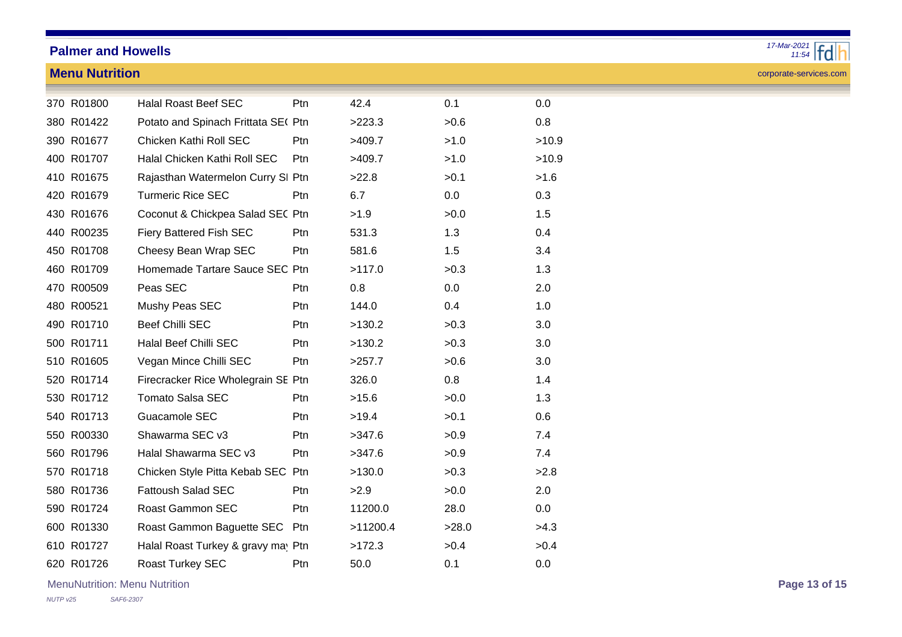## Menu Nutrition

| | | | | | | |
|---|---|---|---|---|---|---|
| 370 | R01800 | Halal Roast Beef SEC | Ptn | 42.4 | 0.1 | 0.0 |
| 380 | R01422 | Potato and Spinach Frittata SE( | Ptn | >223.3 | >0.6 | 0.8 |
| 390 | R01677 | Chicken Kathi Roll SEC | Ptn | >409.7 | >1.0 | >10.9 |
| 400 | R01707 | Halal Chicken Kathi Roll SEC | Ptn | >409.7 | >1.0 | >10.9 |
| 410 | R01675 | Rajasthan Watermelon Curry SI | Ptn | >22.8 | >0.1 | >1.6 |
| 420 | R01679 | Turmeric Rice SEC | Ptn | 6.7 | 0.0 | 0.3 |
| 430 | R01676 | Coconut & Chickpea Salad SE( | Ptn | >1.9 | >0.0 | 1.5 |
| 440 | R00235 | Fiery Battered Fish SEC | Ptn | 531.3 | 1.3 | 0.4 |
| 450 | R01708 | Cheesy Bean Wrap SEC | Ptn | 581.6 | 1.5 | 3.4 |
| 460 | R01709 | Homemade Tartare Sauce SEC | Ptn | >117.0 | >0.3 | 1.3 |
| 470 | R00509 | Peas SEC | Ptn | 0.8 | 0.0 | 2.0 |
| 480 | R00521 | Mushy Peas SEC | Ptn | 144.0 | 0.4 | 1.0 |
| 490 | R01710 | Beef Chilli SEC | Ptn | >130.2 | >0.3 | 3.0 |
| 500 | R01711 | Halal Beef Chilli SEC | Ptn | >130.2 | >0.3 | 3.0 |
| 510 | R01605 | Vegan Mince Chilli SEC | Ptn | >257.7 | >0.6 | 3.0 |
| 520 | R01714 | Firecracker Rice Wholegrain SE | Ptn | 326.0 | 0.8 | 1.4 |
| 530 | R01712 | Tomato Salsa SEC | Ptn | >15.6 | >0.0 | 1.3 |
| 540 | R01713 | Guacamole SEC | Ptn | >19.4 | >0.1 | 0.6 |
| 550 | R00330 | Shawarma SEC v3 | Ptn | >347.6 | >0.9 | 7.4 |
| 560 | R01796 | Halal Shawarma SEC v3 | Ptn | >347.6 | >0.9 | 7.4 |
| 570 | R01718 | Chicken Style Pitta Kebab SEC | Ptn | >130.0 | >0.3 | >2.8 |
| 580 | R01736 | Fattoush Salad SEC | Ptn | >2.9 | >0.0 | 2.0 |
| 590 | R01724 | Roast Gammon SEC | Ptn | 11200.0 | 28.0 | 0.0 |
| 600 | R01330 | Roast Gammon Baguette SEC | Ptn | >11200.4 | >28.0 | >4.3 |
| 610 | R01727 | Halal Roast Turkey & gravy ma | Ptn | >172.3 | >0.4 | >0.4 |
| 620 | R01726 | Roast Turkey SEC | Ptn | 50.0 | 0.1 | 0.0 |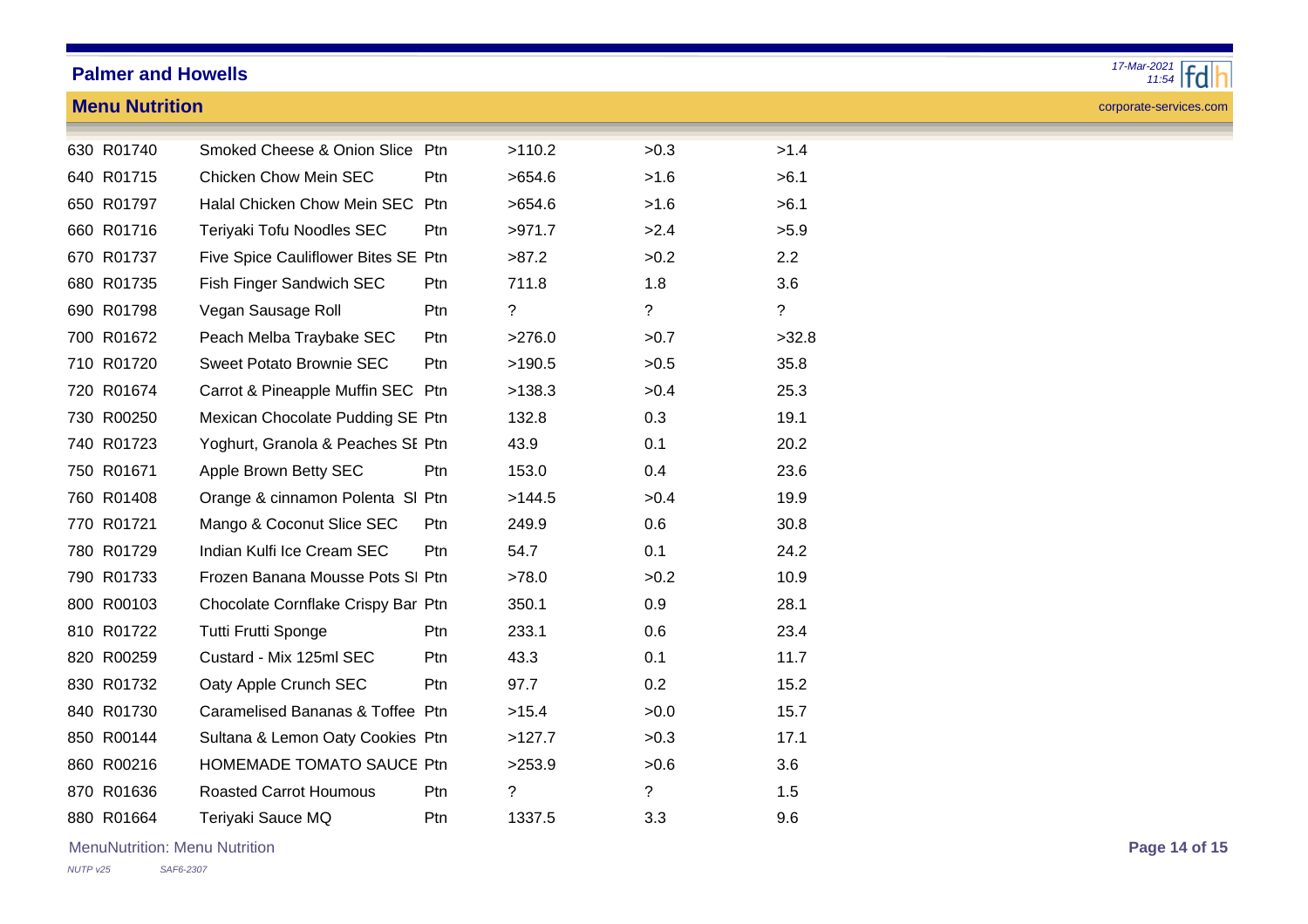## Palmer and Howells

### Menu Nutrition

| | | | | | | |
|---|---|---|---|---|---|---|
| 630 | R01740 | Smoked Cheese & Onion Slice | Ptn | >110.2 | >0.3 | >1.4 |
| 640 | R01715 | Chicken Chow Mein SEC | Ptn | >654.6 | >1.6 | >6.1 |
| 650 | R01797 | Halal Chicken Chow Mein SEC | Ptn | >654.6 | >1.6 | >6.1 |
| 660 | R01716 | Teriyaki Tofu Noodles SEC | Ptn | >971.7 | >2.4 | >5.9 |
| 670 | R01737 | Five Spice Cauliflower Bites SE | Ptn | >87.2 | >0.2 | 2.2 |
| 680 | R01735 | Fish Finger Sandwich SEC | Ptn | 711.8 | 1.8 | 3.6 |
| 690 | R01798 | Vegan Sausage Roll | Ptn | ? | ? | ? |
| 700 | R01672 | Peach Melba Traybake SEC | Ptn | >276.0 | >0.7 | >32.8 |
| 710 | R01720 | Sweet Potato Brownie SEC | Ptn | >190.5 | >0.5 | 35.8 |
| 720 | R01674 | Carrot & Pineapple Muffin SEC | Ptn | >138.3 | >0.4 | 25.3 |
| 730 | R00250 | Mexican Chocolate Pudding SE | Ptn | 132.8 | 0.3 | 19.1 |
| 740 | R01723 | Yoghurt, Granola & Peaches SE | Ptn | 43.9 | 0.1 | 20.2 |
| 750 | R01671 | Apple Brown Betty SEC | Ptn | 153.0 | 0.4 | 23.6 |
| 760 | R01408 | Orange & cinnamon Polenta SI | Ptn | >144.5 | >0.4 | 19.9 |
| 770 | R01721 | Mango & Coconut Slice SEC | Ptn | 249.9 | 0.6 | 30.8 |
| 780 | R01729 | Indian Kulfi Ice Cream SEC | Ptn | 54.7 | 0.1 | 24.2 |
| 790 | R01733 | Frozen Banana Mousse Pots SI | Ptn | >78.0 | >0.2 | 10.9 |
| 800 | R00103 | Chocolate Cornflake Crispy Bar | Ptn | 350.1 | 0.9 | 28.1 |
| 810 | R01722 | Tutti Frutti Sponge | Ptn | 233.1 | 0.6 | 23.4 |
| 820 | R00259 | Custard - Mix 125ml SEC | Ptn | 43.3 | 0.1 | 11.7 |
| 830 | R01732 | Oaty Apple Crunch SEC | Ptn | 97.7 | 0.2 | 15.2 |
| 840 | R01730 | Caramelised Bananas & Toffee | Ptn | >15.4 | >0.0 | 15.7 |
| 850 | R00144 | Sultana & Lemon Oaty Cookies | Ptn | >127.7 | >0.3 | 17.1 |
| 860 | R00216 | HOMEMADE TOMATO SAUCE | Ptn | >253.9 | >0.6 | 3.6 |
| 870 | R01636 | Roasted Carrot Houmous | Ptn | ? | ? | 1.5 |
| 880 | R01664 | Teriyaki Sauce MQ | Ptn | 1337.5 | 3.3 | 9.6 |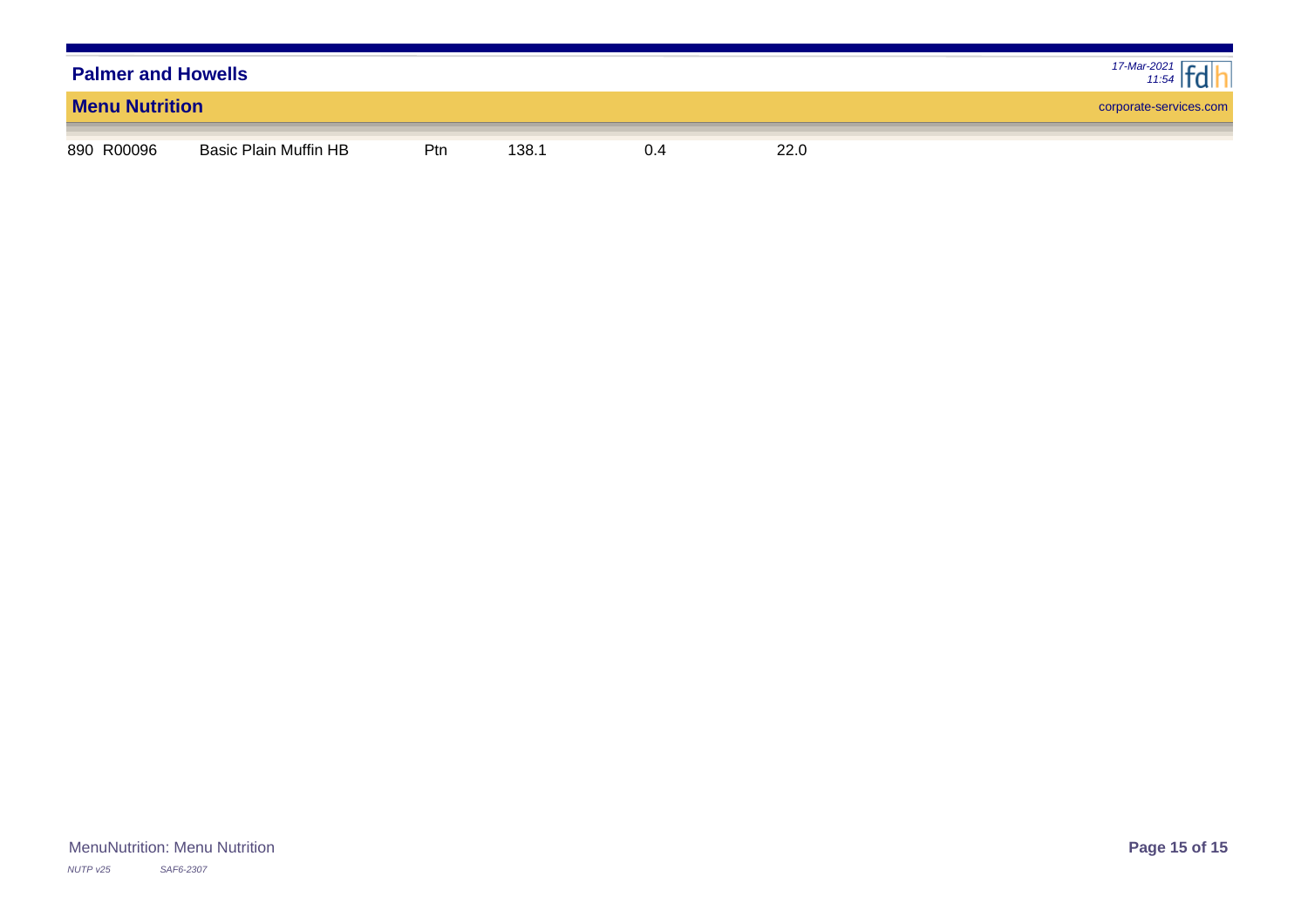| | | | | | | |
|---|---|---|---|---|---|---|
| 890 | R00096 | Basic Plain Muffin HB | Ptn | 138.1 | 0.4 | 22.0 |